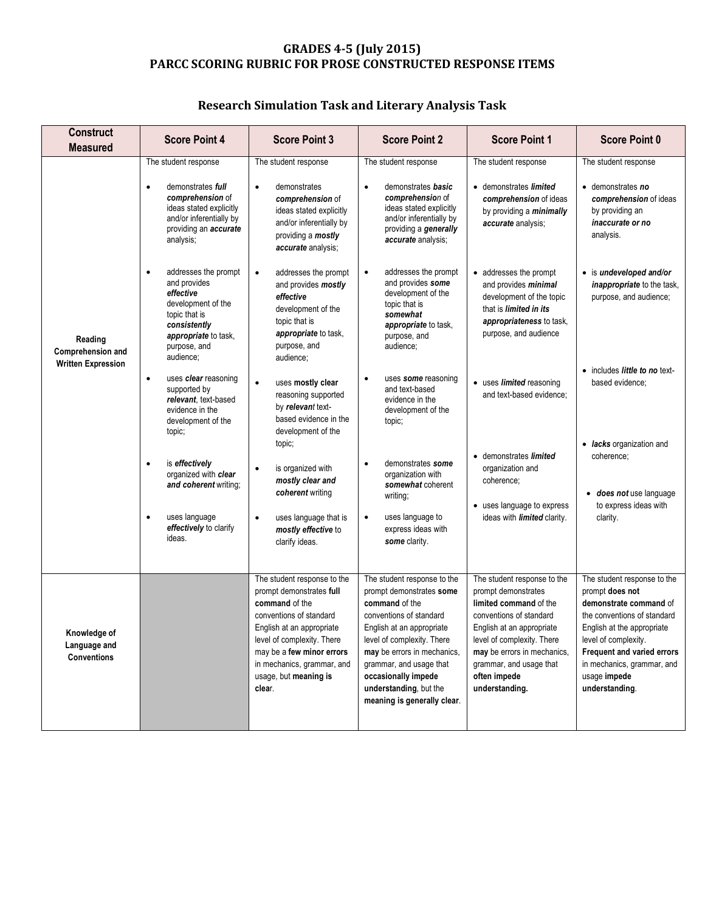# GRADES 4-5 (July 2015)
# PARCC SCORING RUBRIC FOR PROSE CONSTRUCTED RESPONSE ITEMS

## Research Simulation Task and Literary Analysis Task

| Construct Measured | Score Point 4 | Score Point 3 | Score Point 2 | Score Point 1 | Score Point 0 |
|---|---|---|---|---|---|
| **Reading Comprehension and Written Expression** | The student response<br><br>• demonstrates ***full comprehension*** of ideas stated explicitly and/or inferentially by providing an ***accurate*** analysis;<br><br>• addresses the prompt and provides ***effective*** development of the topic that is ***consistently appropriate*** to task, purpose, and audience;<br><br>• uses ***clear*** reasoning supported by ***relevant***, text-based evidence in the development of the topic;<br><br>• is ***effectively*** organized with ***clear and coherent*** writing;<br><br>• uses language ***effectively*** to clarify ideas. | The student response<br><br>• demonstrates ***comprehension*** of ideas stated explicitly and/or inferentially by providing a ***mostly accurate*** analysis;<br><br>• addresses the prompt and provides ***mostly effective*** development of the topic that is ***appropriate*** to task, purpose, and audience;<br><br>• uses **mostly clear** reasoning supported by ***relevant*** text-based evidence in the development of the topic;<br><br>• is organized with ***mostly clear and coherent*** writing<br><br>• uses language that is ***mostly effective*** to clarify ideas. | The student response<br><br>• demonstrates ***basic comprehension*** of ideas stated explicitly and/or inferentially by providing a ***generally accurate*** analysis;<br><br>• addresses the prompt and provides ***some*** development of the topic that is ***somewhat appropriate*** to task, purpose, and audience;<br><br>• uses ***some*** reasoning and text-based evidence in the development of the topic;<br><br>• demonstrates ***some*** organization with ***somewhat*** coherent writing;<br><br>• uses language to express ideas with ***some*** clarity. | The student response<br><br>• demonstrates ***limited comprehension*** of ideas by providing a ***minimally accurate*** analysis;<br><br>• addresses the prompt and provides ***minimal*** development of the topic that is ***limited in its appropriateness*** to task, purpose, and audience<br><br>• uses ***limited*** reasoning and text-based evidence;<br><br>• demonstrates ***limited*** organization and coherence;<br><br>• uses language to express ideas with ***limited*** clarity. | The student response<br><br>• demonstrates ***no comprehension*** of ideas by providing an ***inaccurate or no*** analysis.<br><br>• is ***undeveloped and/or inappropriate*** to the task, purpose, and audience;<br><br>• includes ***little to no*** text-based evidence;<br><br>• ***lacks*** organization and coherence;<br><br>• ***does not*** use language to express ideas with clarity. |
| **Knowledge of Language and Conventions** | | The student response to the prompt demonstrates **full command** of the conventions of standard English at an appropriate level of complexity. There may be a **few minor errors** in mechanics, grammar, and usage, but **meaning is clear**. | The student response to the prompt demonstrates **some command** of the conventions of standard English at an appropriate level of complexity. There **may** be errors in mechanics, grammar, and usage that **occasionally impede understanding**, but the **meaning is generally clear**. | The student response to the prompt demonstrates **limited command** of the conventions of standard English at an appropriate level of complexity. There **may** be errors in mechanics, grammar, and usage that **often impede understanding.** | The student response to the prompt **does not demonstrate command** of the conventions of standard English at the appropriate level of complexity. **Frequent and varied errors** in mechanics, grammar, and usage **impede understanding**. |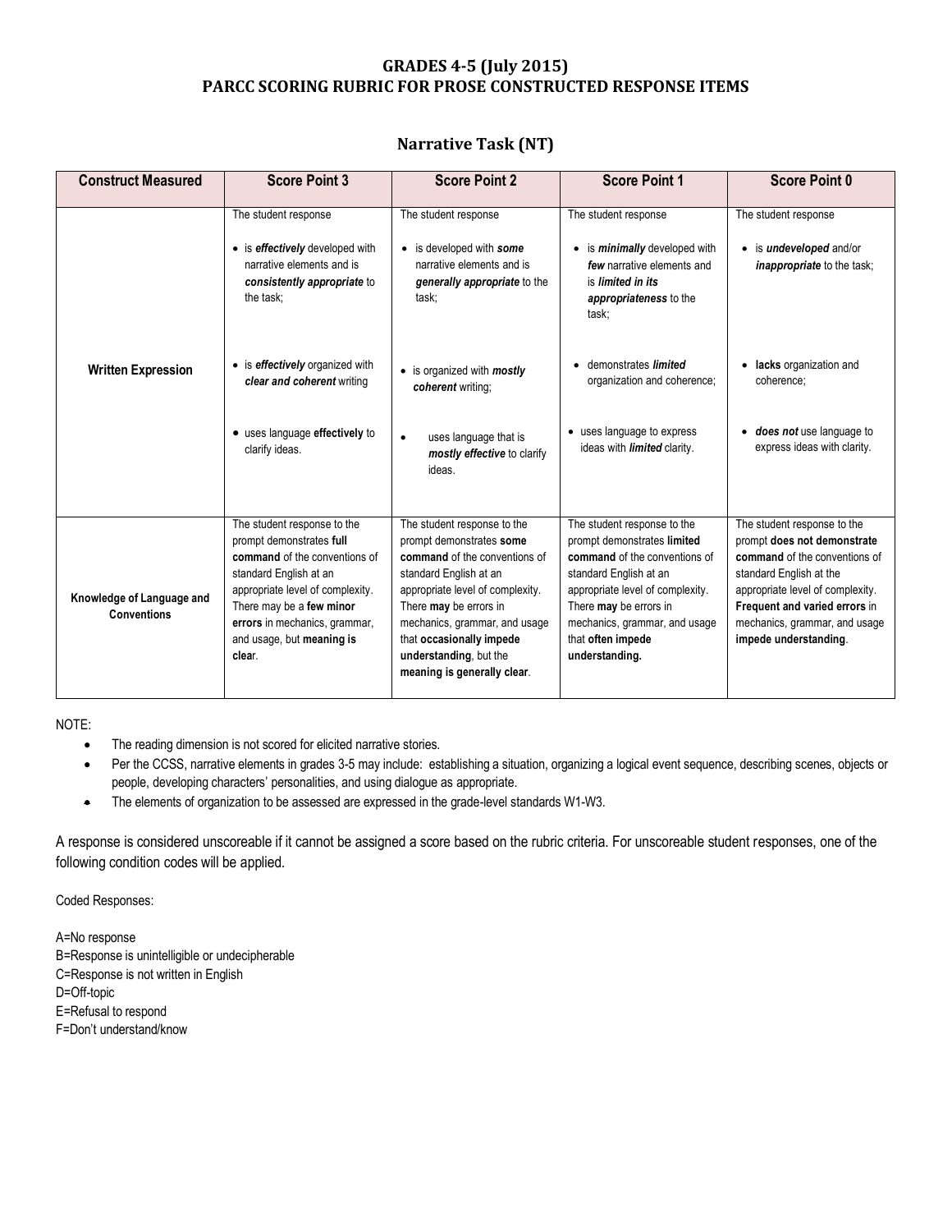# GRADES 4-5 (July 2015)
# PARCC SCORING RUBRIC FOR PROSE CONSTRUCTED RESPONSE ITEMS

## Narrative Task (NT)

| Construct Measured | Score Point 3 | Score Point 2 | Score Point 1 | Score Point 0 |
|---|---|---|---|---|
| **Written Expression** | The student response<br>• is ***effectively*** developed with narrative elements and is ***consistently appropriate*** to the task;<br>• is ***effectively*** organized with ***clear and coherent*** writing<br>• uses language **effectively** to clarify ideas. | The student response<br>• is developed with ***some*** narrative elements and is ***generally appropriate*** to the task;<br>• is organized with ***mostly coherent*** writing;<br>• uses language that is ***mostly effective*** to clarify ideas. | The student response<br>• is ***minimally*** developed with ***few*** narrative elements and is ***limited in its appropriateness*** to the task;<br>• demonstrates ***limited*** organization and coherence;<br>• uses language to express ideas with ***limited*** clarity. | The student response<br>• is ***undeveloped*** and/or ***inappropriate*** to the task;<br>• **lacks** organization and coherence;<br>• ***does not*** use language to express ideas with clarity. |
| **Knowledge of Language and Conventions** | The student response to the prompt demonstrates **full command** of the conventions of standard English at an appropriate level of complexity. There may be a **few minor errors** in mechanics, grammar, and usage, but **meaning is clear**. | The student response to the prompt demonstrates **some command** of the conventions of standard English at an appropriate level of complexity. There **may** be errors in mechanics, grammar, and usage that **occasionally impede understanding**, but the **meaning is generally clear**. | The student response to the prompt demonstrates **limited command** of the conventions of standard English at an appropriate level of complexity. There **may** be errors in mechanics, grammar, and usage that **often impede understanding.** | The student response to the prompt **does not demonstrate command** of the conventions of standard English at the appropriate level of complexity. **Frequent and varied errors** in mechanics, grammar, and usage **impede understanding**. |

NOTE:

- The reading dimension is not scored for elicited narrative stories.
- Per the CCSS, narrative elements in grades 3-5 may include: establishing a situation, organizing a logical event sequence, describing scenes, objects or people, developing characters' personalities, and using dialogue as appropriate.
- The elements of organization to be assessed are expressed in the grade-level standards W1-W3.

A response is considered unscoreable if it cannot be assigned a score based on the rubric criteria. For unscoreable student responses, one of the following condition codes will be applied.

Coded Responses:

A=No response
B=Response is unintelligible or undecipherable
C=Response is not written in English
D=Off-topic
E=Refusal to respond
F=Don't understand/know